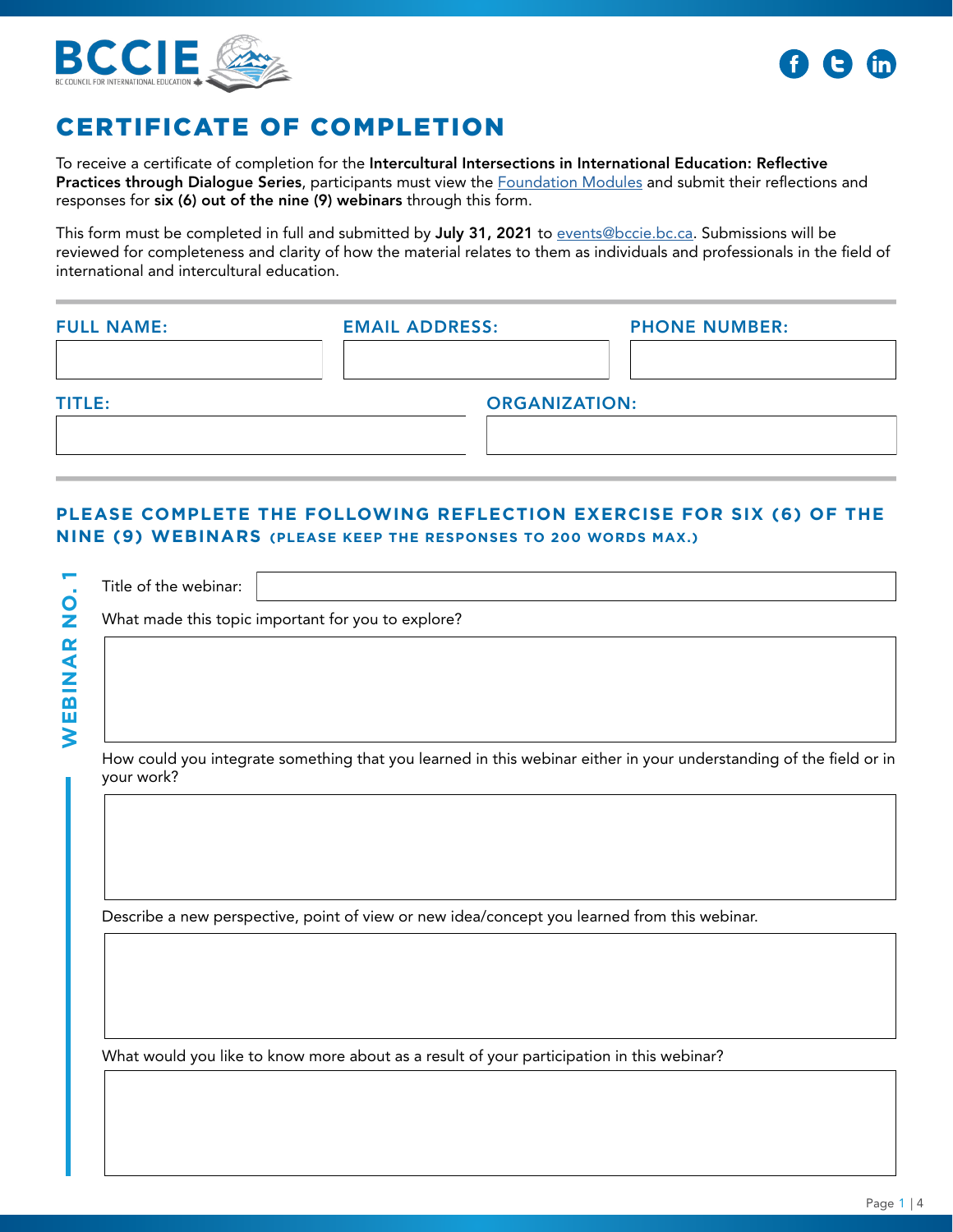BCCIE
BC COUNCIL FOR INTERNATIONAL EDUCATION

# CERTIFICATE OF COMPLETION

To receive a certificate of completion for the **Intercultural Intersections in International Education: Reflective Practices through Dialogue Series**, participants must view the Foundation Modules and submit their reflections and responses for **six (6) out of the nine (9) webinars** through this form.

This form must be completed in full and submitted by **July 31, 2021** to events@bccie.bc.ca. Submissions will be reviewed for completeness and clarity of how the material relates to them as individuals and professionals in the field of international and intercultural education.

---

**FULL NAME:**

**EMAIL ADDRESS:**

**PHONE NUMBER:**

**TITLE:**

**ORGANIZATION:**

---

## PLEASE COMPLETE THE FOLLOWING REFLECTION EXERCISE FOR SIX (6) OF THE NINE (9) WEBINARS (PLEASE KEEP THE RESPONSES TO 200 WORDS MAX.)

### WEBINAR NO. 1

Title of the webinar:

What made this topic important for you to explore?

How could you integrate something that you learned in this webinar either in your understanding of the field or in your work?

Describe a new perspective, point of view or new idea/concept you learned from this webinar.

What would you like to know more about as a result of your participation in this webinar?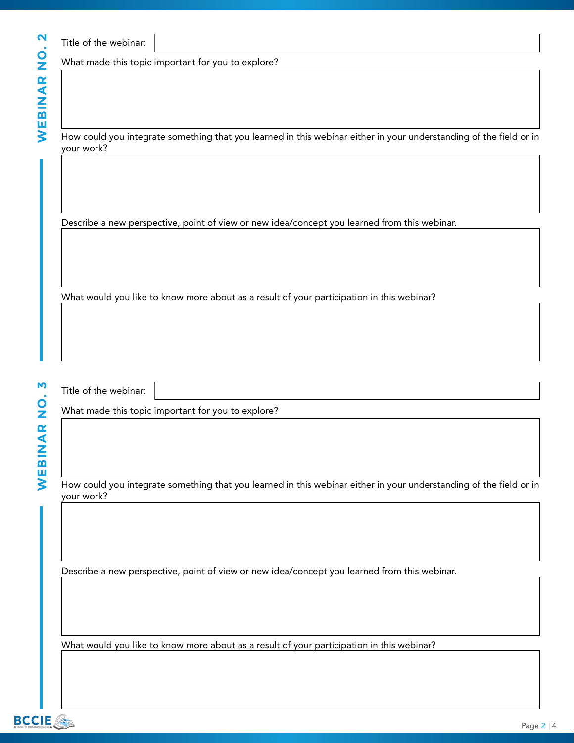## WEBINAR NO. 2

Title of the webinar:

What made this topic important for you to explore?

How could you integrate something that you learned in this webinar either in your understanding of the field or in your work?

Describe a new perspective, point of view or new idea/concept you learned from this webinar.

What would you like to know more about as a result of your participation in this webinar?

## WEBINAR NO. 3

Title of the webinar:

What made this topic important for you to explore?

How could you integrate something that you learned in this webinar either in your understanding of the field or in your work?

Describe a new perspective, point of view or new idea/concept you learned from this webinar.

What would you like to know more about as a result of your participation in this webinar?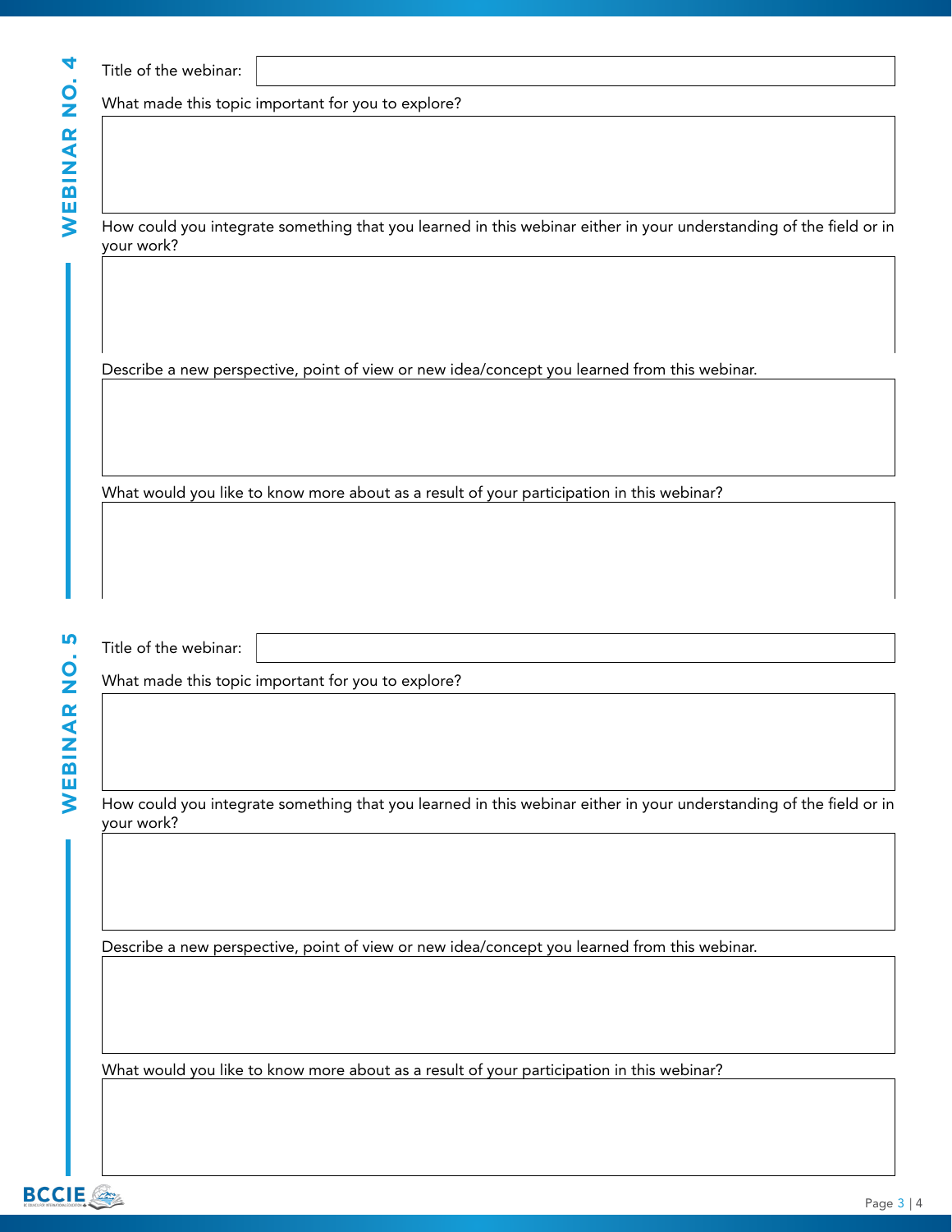## WEBINAR NO. 4

Title of the webinar:

What made this topic important for you to explore?

How could you integrate something that you learned in this webinar either in your understanding of the field or in your work?

Describe a new perspective, point of view or new idea/concept you learned from this webinar.

What would you like to know more about as a result of your participation in this webinar?

## WEBINAR NO. 5

Title of the webinar:

What made this topic important for you to explore?

How could you integrate something that you learned in this webinar either in your understanding of the field or in your work?

Describe a new perspective, point of view or new idea/concept you learned from this webinar.

What would you like to know more about as a result of your participation in this webinar?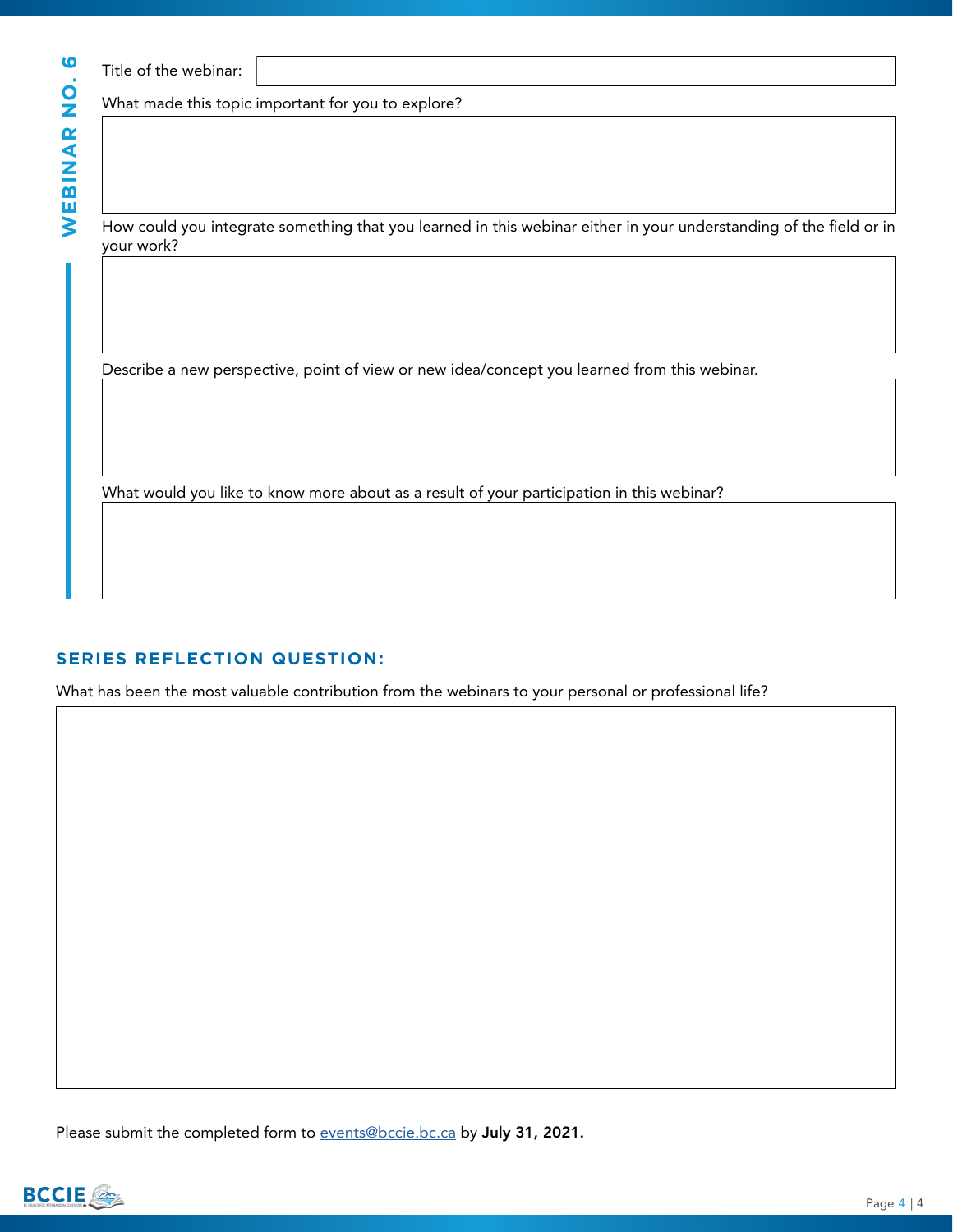## WEBINAR NO. 6

Title of the webinar:

What made this topic important for you to explore?

How could you integrate something that you learned in this webinar either in your understanding of the field or in your work?

Describe a new perspective, point of view or new idea/concept you learned from this webinar.

What would you like to know more about as a result of your participation in this webinar?

## SERIES REFLECTION QUESTION:

What has been the most valuable contribution from the webinars to your personal or professional life?

Please submit the completed form to events@bccie.bc.ca by **July 31, 2021.**